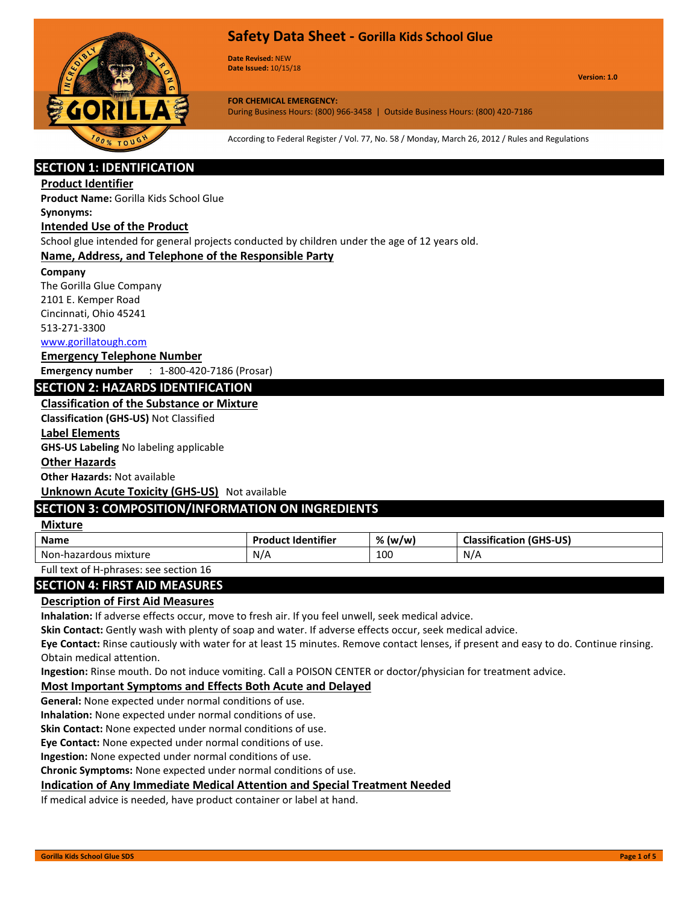# Safety Data Sheet - Gorilla Kids School Glue

**Date Revised:** NEW
**Date Issued:** 10/15/18

**Version:** 1.0

**FOR CHEMICAL EMERGENCY:**
During Business Hours: (800) 966-3458 | Outside Business Hours: (800) 420-7186

According to Federal Register / Vol. 77, No. 58 / Monday, March 26, 2012 / Rules and Regulations

## SECTION 1: IDENTIFICATION

### Product Identifier

**Product Name:** Gorilla Kids School Glue
**Synonyms:**

### Intended Use of the Product

School glue intended for general projects conducted by children under the age of 12 years old.

### Name, Address, and Telephone of the Responsible Party

**Company**
The Gorilla Glue Company
2101 E. Kemper Road
Cincinnati, Ohio 45241
513-271-3300
www.gorillatough.com

### Emergency Telephone Number

**Emergency number** : 1-800-420-7186 (Prosar)

## SECTION 2: HAZARDS IDENTIFICATION

### Classification of the Substance or Mixture

**Classification (GHS-US)** Not Classified

### Label Elements

**GHS-US Labeling** No labeling applicable

### Other Hazards

**Other Hazards:** Not available

### Unknown Acute Toxicity (GHS-US)

Not available

## SECTION 3: COMPOSITION/INFORMATION ON INGREDIENTS

### Mixture

| Name | Product Identifier | % (w/w) | Classification (GHS-US) |
|---|---|---|---|
| Non-hazardous mixture | N/A | 100 | N/A |

Full text of H-phrases: see section 16

## SECTION 4: FIRST AID MEASURES

### Description of First Aid Measures

**Inhalation:** If adverse effects occur, move to fresh air. If you feel unwell, seek medical advice.
**Skin Contact:** Gently wash with plenty of soap and water. If adverse effects occur, seek medical advice.
**Eye Contact:** Rinse cautiously with water for at least 15 minutes. Remove contact lenses, if present and easy to do. Continue rinsing. Obtain medical attention.
**Ingestion:** Rinse mouth. Do not induce vomiting. Call a POISON CENTER or doctor/physician for treatment advice.

### Most Important Symptoms and Effects Both Acute and Delayed

**General:** None expected under normal conditions of use.
**Inhalation:** None expected under normal conditions of use.
**Skin Contact:** None expected under normal conditions of use.
**Eye Contact:** None expected under normal conditions of use.
**Ingestion:** None expected under normal conditions of use.
**Chronic Symptoms:** None expected under normal conditions of use.

### Indication of Any Immediate Medical Attention and Special Treatment Needed

If medical advice is needed, have product container or label at hand.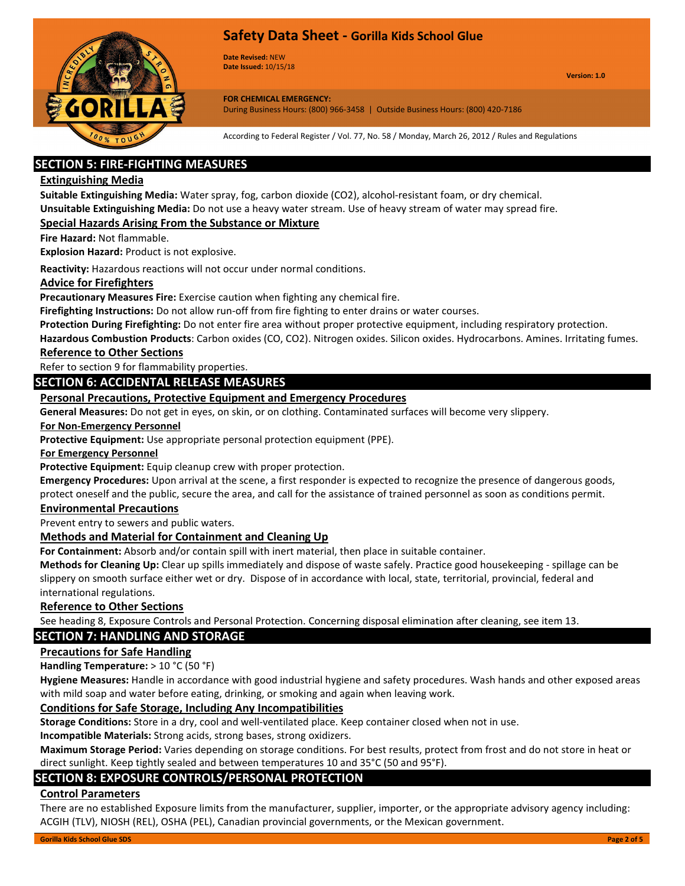## SECTION 5: FIRE-FIGHTING MEASURES

### Extinguishing Media

**Suitable Extinguishing Media:** Water spray, fog, carbon dioxide ($CO_2$), alcohol-resistant foam, or dry chemical.

**Unsuitable Extinguishing Media:** Do not use a heavy water stream. Use of heavy stream of water may spread fire.

### Special Hazards Arising From the Substance or Mixture

**Fire Hazard:** Not flammable.

**Explosion Hazard:** Product is not explosive.

**Reactivity:** Hazardous reactions will not occur under normal conditions.

### Advice for Firefighters

**Precautionary Measures Fire:** Exercise caution when fighting any chemical fire.

**Firefighting Instructions:** Do not allow run-off from fire fighting to enter drains or water courses.

**Protection During Firefighting:** Do not enter fire area without proper protective equipment, including respiratory protection.

**Hazardous Combustion Products**: Carbon oxides (CO, $CO_2$). Nitrogen oxides. Silicon oxides. Hydrocarbons. Amines. Irritating fumes.

### Reference to Other Sections

Refer to section 9 for flammability properties.

## SECTION 6: ACCIDENTAL RELEASE MEASURES

### Personal Precautions, Protective Equipment and Emergency Procedures

**General Measures:** Do not get in eyes, on skin, or on clothing. Contaminated surfaces will become very slippery.

#### For Non-Emergency Personnel

**Protective Equipment:** Use appropriate personal protection equipment (PPE).

#### For Emergency Personnel

**Protective Equipment:** Equip cleanup crew with proper protection.

**Emergency Procedures:** Upon arrival at the scene, a first responder is expected to recognize the presence of dangerous goods, protect oneself and the public, secure the area, and call for the assistance of trained personnel as soon as conditions permit.

### Environmental Precautions

Prevent entry to sewers and public waters.

### Methods and Material for Containment and Cleaning Up

**For Containment:** Absorb and/or contain spill with inert material, then place in suitable container.

**Methods for Cleaning Up:** Clear up spills immediately and dispose of waste safely. Practice good housekeeping - spillage can be slippery on smooth surface either wet or dry. Dispose of in accordance with local, state, territorial, provincial, federal and international regulations.

### Reference to Other Sections

See heading 8, Exposure Controls and Personal Protection. Concerning disposal elimination after cleaning, see item 13.

## SECTION 7: HANDLING AND STORAGE

### Precautions for Safe Handling

**Handling Temperature:** > 10 °C (50 °F)

**Hygiene Measures:** Handle in accordance with good industrial hygiene and safety procedures. Wash hands and other exposed areas with mild soap and water before eating, drinking, or smoking and again when leaving work.

### Conditions for Safe Storage, Including Any Incompatibilities

**Storage Conditions:** Store in a dry, cool and well-ventilated place. Keep container closed when not in use.

**Incompatible Materials:** Strong acids, strong bases, strong oxidizers.

**Maximum Storage Period:** Varies depending on storage conditions. For best results, protect from frost and do not store in heat or direct sunlight. Keep tightly sealed and between temperatures 10 and 35°C (50 and 95°F).

## SECTION 8: EXPOSURE CONTROLS/PERSONAL PROTECTION

### Control Parameters

There are no established Exposure limits from the manufacturer, supplier, importer, or the appropriate advisory agency including: ACGIH (TLV), NIOSH (REL), OSHA (PEL), Canadian provincial governments, or the Mexican government.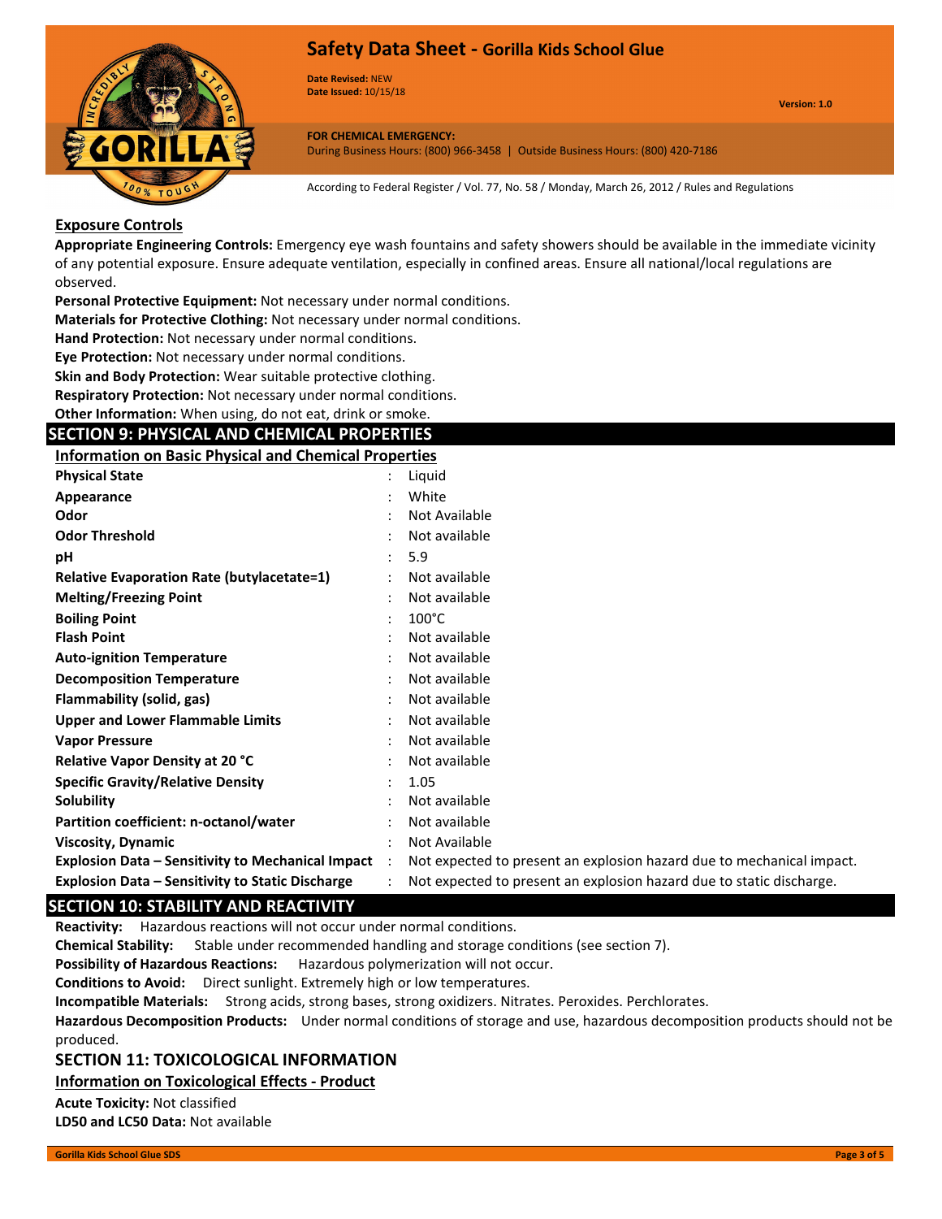### Exposure Controls

**Appropriate Engineering Controls:** Emergency eye wash fountains and safety showers should be available in the immediate vicinity of any potential exposure. Ensure adequate ventilation, especially in confined areas. Ensure all national/local regulations are observed.

**Personal Protective Equipment:** Not necessary under normal conditions.

**Materials for Protective Clothing:** Not necessary under normal conditions.

**Hand Protection:** Not necessary under normal conditions.

**Eye Protection:** Not necessary under normal conditions.

**Skin and Body Protection:** Wear suitable protective clothing.

**Respiratory Protection:** Not necessary under normal conditions.

**Other Information:** When using, do not eat, drink or smoke.

## SECTION 9: PHYSICAL AND CHEMICAL PROPERTIES

### Information on Basic Physical and Chemical Properties

| Property | | Value |
|---|---|---|
| **Physical State** | : | Liquid |
| **Appearance** | : | White |
| **Odor** | : | Not Available |
| **Odor Threshold** | : | Not available |
| **pH** | : | 5.9 |
| **Relative Evaporation Rate (butylacetate=1)** | : | Not available |
| **Melting/Freezing Point** | : | Not available |
| **Boiling Point** | : | 100°C |
| **Flash Point** | : | Not available |
| **Auto-ignition Temperature** | : | Not available |
| **Decomposition Temperature** | : | Not available |
| **Flammability (solid, gas)** | : | Not available |
| **Upper and Lower Flammable Limits** | : | Not available |
| **Vapor Pressure** | : | Not available |
| **Relative Vapor Density at 20 °C** | : | Not available |
| **Specific Gravity/Relative Density** | : | 1.05 |
| **Solubility** | : | Not available |
| **Partition coefficient: n-octanol/water** | : | Not available |
| **Viscosity, Dynamic** | : | Not Available |
| **Explosion Data – Sensitivity to Mechanical Impact** | : | Not expected to present an explosion hazard due to mechanical impact. |
| **Explosion Data – Sensitivity to Static Discharge** | : | Not expected to present an explosion hazard due to static discharge. |

## SECTION 10: STABILITY AND REACTIVITY

**Reactivity:** Hazardous reactions will not occur under normal conditions.

**Chemical Stability:** Stable under recommended handling and storage conditions (see section 7).

**Possibility of Hazardous Reactions:** Hazardous polymerization will not occur.

**Conditions to Avoid:** Direct sunlight. Extremely high or low temperatures.

**Incompatible Materials:** Strong acids, strong bases, strong oxidizers. Nitrates. Peroxides. Perchlorates.

**Hazardous Decomposition Products:** Under normal conditions of storage and use, hazardous decomposition products should not be produced.

## SECTION 11: TOXICOLOGICAL INFORMATION

### Information on Toxicological Effects - Product

**Acute Toxicity:** Not classified

**LD50 and LC50 Data:** Not available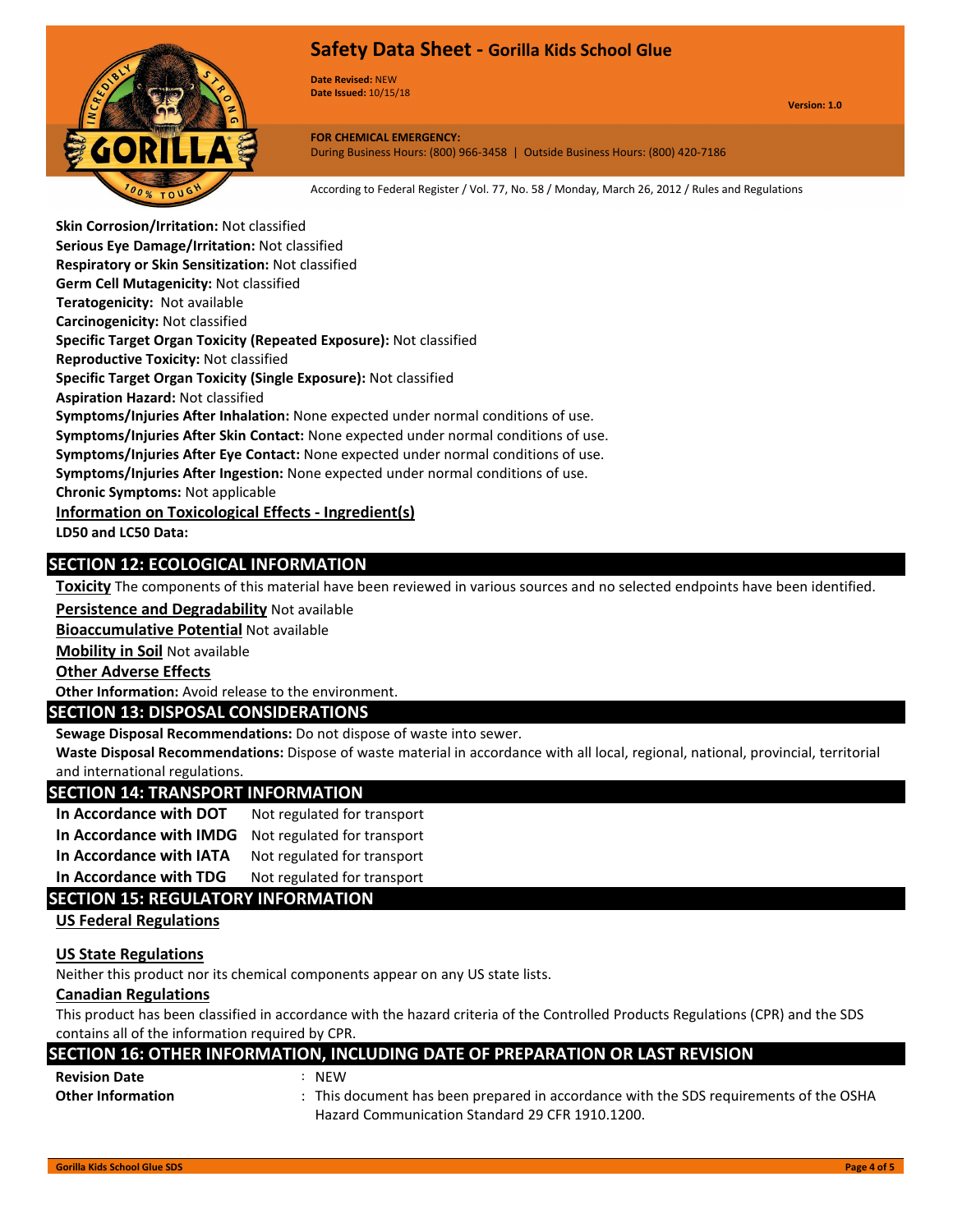**Skin Corrosion/Irritation:** Not classified
**Serious Eye Damage/Irritation:** Not classified
**Respiratory or Skin Sensitization:** Not classified
**Germ Cell Mutagenicity:** Not classified
**Teratogenicity:** Not available
**Carcinogenicity:** Not classified
**Specific Target Organ Toxicity (Repeated Exposure):** Not classified
**Reproductive Toxicity:** Not classified
**Specific Target Organ Toxicity (Single Exposure):** Not classified
**Aspiration Hazard:** Not classified
**Symptoms/Injuries After Inhalation:** None expected under normal conditions of use.
**Symptoms/Injuries After Skin Contact:** None expected under normal conditions of use.
**Symptoms/Injuries After Eye Contact:** None expected under normal conditions of use.
**Symptoms/Injuries After Ingestion:** None expected under normal conditions of use.
**Chronic Symptoms:** Not applicable

**Information on Toxicological Effects - Ingredient(s)**

**LD50 and LC50 Data:**

## SECTION 12: ECOLOGICAL INFORMATION

**Toxicity** The components of this material have been reviewed in various sources and no selected endpoints have been identified.

**Persistence and Degradability** Not available

**Bioaccumulative Potential** Not available

**Mobility in Soil** Not available

**Other Adverse Effects**

**Other Information:** Avoid release to the environment.

## SECTION 13: DISPOSAL CONSIDERATIONS

**Sewage Disposal Recommendations:** Do not dispose of waste into sewer.
**Waste Disposal Recommendations:** Dispose of waste material in accordance with all local, regional, national, provincial, territorial and international regulations.

## SECTION 14: TRANSPORT INFORMATION

| | |
|---|---|
| **In Accordance with DOT** | Not regulated for transport |
| **In Accordance with IMDG** | Not regulated for transport |
| **In Accordance with IATA** | Not regulated for transport |
| **In Accordance with TDG** | Not regulated for transport |

## SECTION 15: REGULATORY INFORMATION

**US Federal Regulations**

**US State Regulations**

Neither this product nor its chemical components appear on any US state lists.

**Canadian Regulations**

This product has been classified in accordance with the hazard criteria of the Controlled Products Regulations (CPR) and the SDS contains all of the information required by CPR.

## SECTION 16: OTHER INFORMATION, INCLUDING DATE OF PREPARATION OR LAST REVISION

| | |
|---|---|
| **Revision Date** | : NEW |
| **Other Information** | : This document has been prepared in accordance with the SDS requirements of the OSHA Hazard Communication Standard 29 CFR 1910.1200. |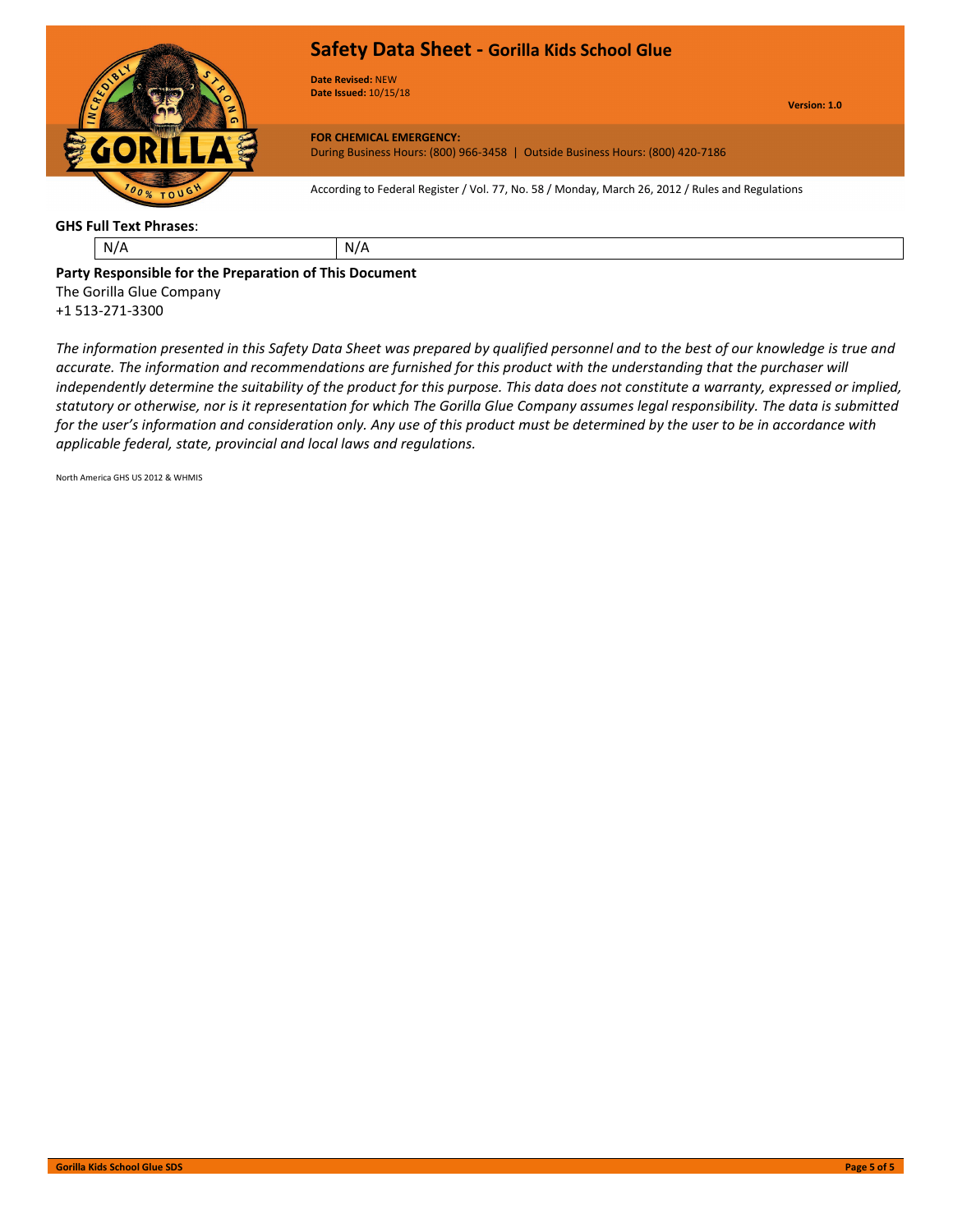**GHS Full Text Phrases**:

| | |
|---|---|
| N/A | N/A |

**Party Responsible for the Preparation of This Document**

The Gorilla Glue Company
+1 513-271-3300

*The information presented in this Safety Data Sheet was prepared by qualified personnel and to the best of our knowledge is true and accurate. The information and recommendations are furnished for this product with the understanding that the purchaser will independently determine the suitability of the product for this purpose. This data does not constitute a warranty, expressed or implied, statutory or otherwise, nor is it representation for which The Gorilla Glue Company assumes legal responsibility. The data is submitted for the user's information and consideration only. Any use of this product must be determined by the user to be in accordance with applicable federal, state, provincial and local laws and regulations.*

North America GHS US 2012 & WHMIS